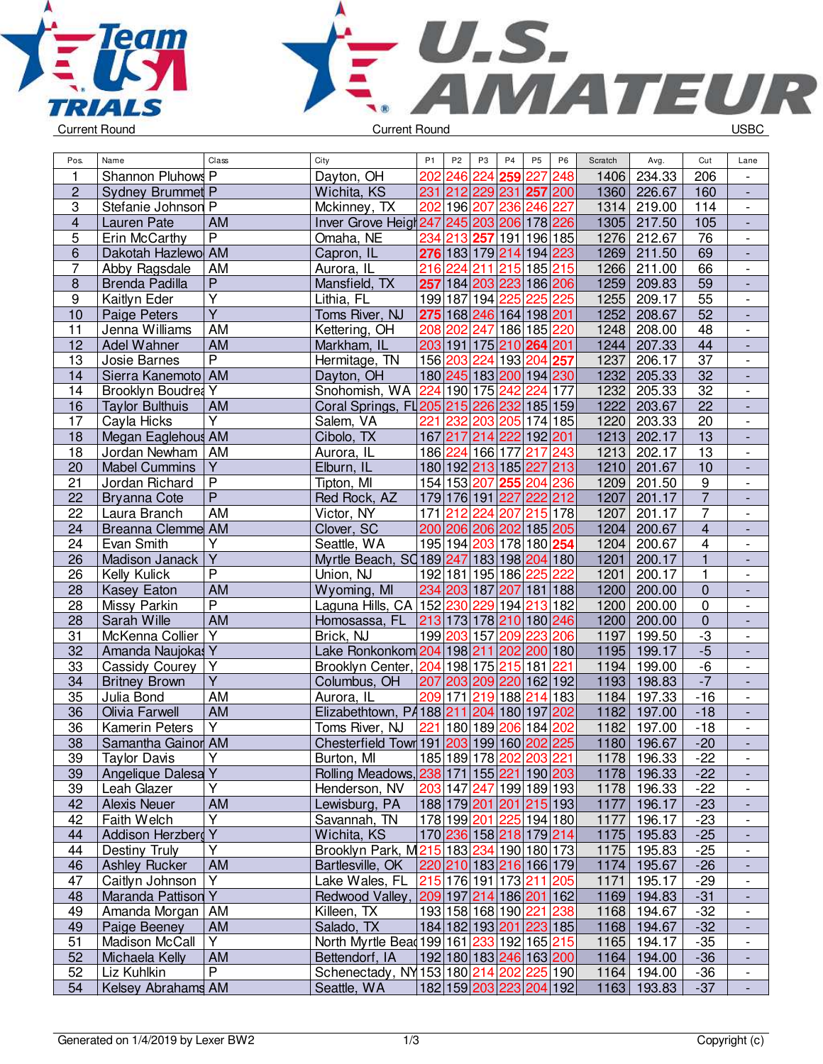Team USA TRIALS — U.S. AMATEUR

Current Round | Current Round | USBC

| Pos. | Name | Class | City | P1 | P2 | P3 | P4 | P5 | P6 | Scratch | Avg. | Cut | Lane |
|---|---|---|---|---|---|---|---|---|---|---|---|---|---|
| 1 | Shannon Pluhows | P | Dayton, OH | 202 | 246 | 224 | 259 | 227 | 248 | 1406 | 234.33 | 206 | - |
| 2 | Sydney Brummet | P | Wichita, KS | 231 | 212 | 229 | 231 | 257 | 200 | 1360 | 226.67 | 160 | - |
| 3 | Stefanie Johnson | P | Mckinney, TX | 202 | 196 | 207 | 236 | 246 | 227 | 1314 | 219.00 | 114 | - |
| 4 | Lauren Pate | AM | Inver Grove Heigh | 247 | 245 | 203 | 206 | 178 | 226 | 1305 | 217.50 | 105 | - |
| 5 | Erin McCarthy | P | Omaha, NE | 234 | 213 | 257 | 191 | 196 | 185 | 1276 | 212.67 | 76 | - |
| 6 | Dakotah Hazlewo | AM | Capron, IL | 276 | 183 | 179 | 214 | 194 | 223 | 1269 | 211.50 | 69 | - |
| 7 | Abby Ragsdale | AM | Aurora, IL | 216 | 224 | 211 | 215 | 185 | 215 | 1266 | 211.00 | 66 | - |
| 8 | Brenda Padilla | P | Mansfield, TX | 257 | 184 | 203 | 223 | 186 | 206 | 1259 | 209.83 | 59 | - |
| 9 | Kaitlyn Eder | Y | Lithia, FL | 199 | 187 | 194 | 225 | 225 | 225 | 1255 | 209.17 | 55 | - |
| 10 | Paige Peters | Y | Toms River, NJ | 275 | 168 | 246 | 164 | 198 | 201 | 1252 | 208.67 | 52 | - |
| 11 | Jenna Williams | AM | Kettering, OH | 208 | 202 | 247 | 186 | 185 | 220 | 1248 | 208.00 | 48 | - |
| 12 | Adel Wahner | AM | Markham, IL | 203 | 191 | 175 | 210 | 264 | 201 | 1244 | 207.33 | 44 | - |
| 13 | Josie Barnes | P | Hermitage, TN | 156 | 203 | 224 | 193 | 204 | 257 | 1237 | 206.17 | 37 | - |
| 14 | Sierra Kanemoto | AM | Dayton, OH | 180 | 245 | 183 | 200 | 194 | 230 | 1232 | 205.33 | 32 | - |
| 14 | Brooklyn Boudrea | Y | Snohomish, WA | 224 | 190 | 175 | 242 | 224 | 177 | 1232 | 205.33 | 32 | - |
| 16 | Taylor Bulthuis | AM | Coral Springs, FL | 205 | 215 | 226 | 232 | 185 | 159 | 1222 | 203.67 | 22 | - |
| 17 | Cayla Hicks | Y | Salem, VA | 221 | 232 | 203 | 205 | 174 | 185 | 1220 | 203.33 | 20 | - |
| 18 | Megan Eaglehous | AM | Cibolo, TX | 167 | 217 | 214 | 222 | 192 | 201 | 1213 | 202.17 | 13 | - |
| 18 | Jordan Newham | AM | Aurora, IL | 186 | 224 | 166 | 177 | 217 | 243 | 1213 | 202.17 | 13 | - |
| 20 | Mabel Cummins | Y | Elburn, IL | 180 | 192 | 213 | 185 | 227 | 213 | 1210 | 201.67 | 10 | - |
| 21 | Jordan Richard | P | Tipton, MI | 154 | 153 | 207 | 255 | 204 | 236 | 1209 | 201.50 | 9 | - |
| 22 | Bryanna Cote | P | Red Rock, AZ | 179 | 176 | 191 | 227 | 222 | 212 | 1207 | 201.17 | 7 | - |
| 22 | Laura Branch | AM | Victor, NY | 171 | 212 | 224 | 207 | 215 | 178 | 1207 | 201.17 | 7 | - |
| 24 | Breanna Clemme | AM | Clover, SC | 200 | 206 | 206 | 202 | 185 | 205 | 1204 | 200.67 | 4 | - |
| 24 | Evan Smith | Y | Seattle, WA | 195 | 194 | 203 | 178 | 180 | 254 | 1204 | 200.67 | 4 | - |
| 26 | Madison Janack | Y | Myrtle Beach, SC | 189 | 247 | 183 | 198 | 204 | 180 | 1201 | 200.17 | 1 | - |
| 26 | Kelly Kulick | P | Union, NJ | 192 | 181 | 195 | 186 | 225 | 222 | 1201 | 200.17 | 1 | - |
| 28 | Kasey Eaton | AM | Wyoming, MI | 234 | 203 | 187 | 207 | 181 | 188 | 1200 | 200.00 | 0 | - |
| 28 | Missy Parkin | P | Laguna Hills, CA | 152 | 230 | 229 | 194 | 213 | 182 | 1200 | 200.00 | 0 | - |
| 28 | Sarah Wille | AM | Homosassa, FL | 213 | 173 | 178 | 210 | 180 | 246 | 1200 | 200.00 | 0 | - |
| 31 | McKenna Collier | Y | Brick, NJ | 199 | 203 | 157 | 209 | 223 | 206 | 1197 | 199.50 | -3 | - |
| 32 | Amanda Naujokas | Y | Lake Ronkonkom | 204 | 198 | 211 | 202 | 200 | 180 | 1195 | 199.17 | -5 | - |
| 33 | Cassidy Courey | Y | Brooklyn Center, | 204 | 198 | 175 | 215 | 181 | 221 | 1194 | 199.00 | -6 | - |
| 34 | Britney Brown | Y | Columbus, OH | 207 | 203 | 209 | 220 | 162 | 192 | 1193 | 198.83 | -7 | - |
| 35 | Julia Bond | AM | Aurora, IL | 209 | 171 | 219 | 188 | 214 | 183 | 1184 | 197.33 | -16 | - |
| 36 | Olivia Farwell | AM | Elizabethtown, PA | 188 | 211 | 204 | 180 | 197 | 202 | 1182 | 197.00 | -18 | - |
| 36 | Kamerin Peters | Y | Toms River, NJ | 221 | 180 | 189 | 206 | 184 | 202 | 1182 | 197.00 | -18 | - |
| 38 | Samantha Gainor | AM | Chesterfield Town | 191 | 203 | 199 | 160 | 202 | 225 | 1180 | 196.67 | -20 | - |
| 39 | Taylor Davis | Y | Burton, MI | 185 | 189 | 178 | 202 | 203 | 221 | 1178 | 196.33 | -22 | - |
| 39 | Angelique Dalesa | Y | Rolling Meadows, | 238 | 171 | 155 | 221 | 190 | 203 | 1178 | 196.33 | -22 | - |
| 39 | Leah Glazer | Y | Henderson, NV | 203 | 147 | 247 | 199 | 189 | 193 | 1178 | 196.33 | -22 | - |
| 42 | Alexis Neuer | AM | Lewisburg, PA | 188 | 179 | 201 | 201 | 215 | 193 | 1177 | 196.17 | -23 | - |
| 42 | Faith Welch | Y | Savannah, TN | 178 | 199 | 201 | 225 | 194 | 180 | 1177 | 196.17 | -23 | - |
| 44 | Addison Herzberg | Y | Wichita, KS | 170 | 236 | 158 | 218 | 179 | 214 | 1175 | 195.83 | -25 | - |
| 44 | Destiny Truly | Y | Brooklyn Park, M | 215 | 183 | 234 | 190 | 180 | 173 | 1175 | 195.83 | -25 | - |
| 46 | Ashley Rucker | AM | Bartlesville, OK | 220 | 210 | 183 | 216 | 166 | 179 | 1174 | 195.67 | -26 | - |
| 47 | Caitlyn Johnson | Y | Lake Wales, FL | 215 | 176 | 191 | 173 | 211 | 205 | 1171 | 195.17 | -29 | - |
| 48 | Maranda Pattison | Y | Redwood Valley, | 209 | 197 | 214 | 186 | 201 | 162 | 1169 | 194.83 | -31 | - |
| 49 | Amanda Morgan | AM | Killeen, TX | 193 | 158 | 168 | 190 | 221 | 238 | 1168 | 194.67 | -32 | - |
| 49 | Paige Beeney | AM | Salado, TX | 184 | 182 | 193 | 201 | 223 | 185 | 1168 | 194.67 | -32 | - |
| 51 | Madison McCall | Y | North Myrtle Beac | 199 | 161 | 233 | 192 | 165 | 215 | 1165 | 194.17 | -35 | - |
| 52 | Michaela Kelly | AM | Bettendorf, IA | 192 | 180 | 183 | 246 | 163 | 200 | 1164 | 194.00 | -36 | - |
| 52 | Liz Kuhlkin | P | Schenectady, NY | 153 | 180 | 214 | 202 | 225 | 190 | 1164 | 194.00 | -36 | - |
| 54 | Kelsey Abrahams | AM | Seattle, WA | 182 | 159 | 203 | 223 | 204 | 192 | 1163 | 193.83 | -37 | - |

Generated on 1/4/2019 by Lexer BW2 — Copyright (c)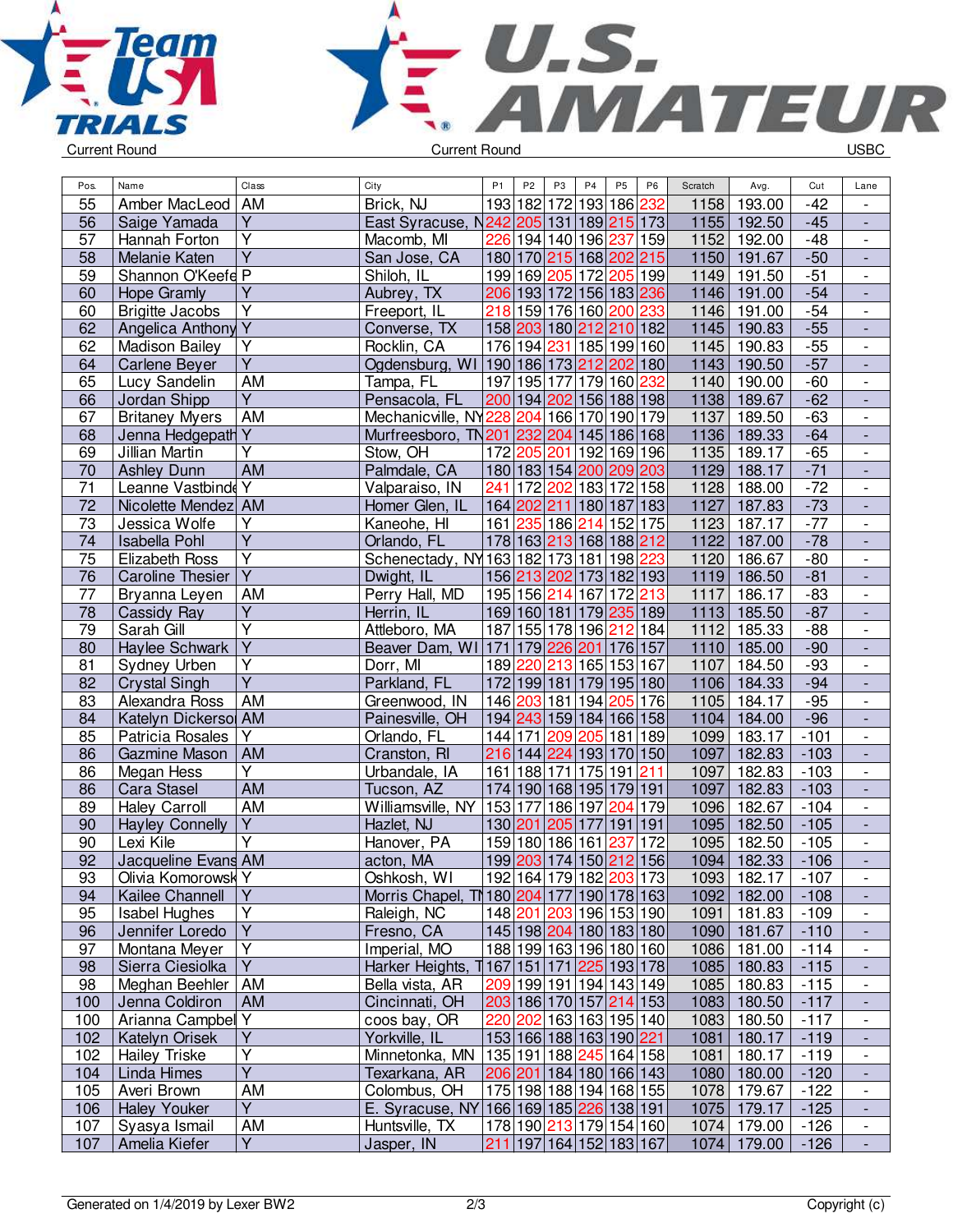Current Round | Current Round | USBC

| Pos. | Name | Class | City | P1 | P2 | P3 | P4 | P5 | P6 | Scratch | Avg. | Cut | Lane |
|---|---|---|---|---|---|---|---|---|---|---|---|---|---|
| 55 | Amber MacLeod | AM | Brick, NJ | 193 | 182 | 172 | 193 | 186 | 232 | 1158 | 193.00 | -42 | - |
| 56 | Saige Yamada | Y | East Syracuse, N | 242 | 205 | 131 | 189 | 215 | 173 | 1155 | 192.50 | -45 | - |
| 57 | Hannah Forton | Y | Macomb, MI | 226 | 194 | 140 | 196 | 237 | 159 | 1152 | 192.00 | -48 | - |
| 58 | Melanie Katen | Y | San Jose, CA | 180 | 170 | 215 | 168 | 202 | 215 | 1150 | 191.67 | -50 | - |
| 59 | Shannon O'Keefe | P | Shiloh, IL | 199 | 169 | 205 | 172 | 205 | 199 | 1149 | 191.50 | -51 | - |
| 60 | Hope Gramly | Y | Aubrey, TX | 206 | 193 | 172 | 156 | 183 | 236 | 1146 | 191.00 | -54 | - |
| 60 | Brigitte Jacobs | Y | Freeport, IL | 218 | 159 | 176 | 160 | 200 | 233 | 1146 | 191.00 | -54 | - |
| 62 | Angelica Anthony | Y | Converse, TX | 158 | 203 | 180 | 212 | 210 | 182 | 1145 | 190.83 | -55 | - |
| 62 | Madison Bailey | Y | Rocklin, CA | 176 | 194 | 231 | 185 | 199 | 160 | 1145 | 190.83 | -55 | - |
| 64 | Carlene Beyer | Y | Ogdensburg, WI | 190 | 186 | 173 | 212 | 202 | 180 | 1143 | 190.50 | -57 | - |
| 65 | Lucy Sandelin | AM | Tampa, FL | 197 | 195 | 177 | 179 | 160 | 232 | 1140 | 190.00 | -60 | - |
| 66 | Jordan Shipp | Y | Pensacola, FL | 200 | 194 | 202 | 156 | 188 | 198 | 1138 | 189.67 | -62 | - |
| 67 | Britaney Myers | AM | Mechanicville, NY | 228 | 204 | 166 | 170 | 190 | 179 | 1137 | 189.50 | -63 | - |
| 68 | Jenna Hedgepath | Y | Murfreesboro, TN | 201 | 232 | 204 | 145 | 186 | 168 | 1136 | 189.33 | -64 | - |
| 69 | Jillian Martin | Y | Stow, OH | 172 | 205 | 201 | 192 | 169 | 196 | 1135 | 189.17 | -65 | - |
| 70 | Ashley Dunn | AM | Palmdale, CA | 180 | 183 | 154 | 200 | 209 | 203 | 1129 | 188.17 | -71 | - |
| 71 | Leanne Vastbinde | Y | Valparaiso, IN | 241 | 172 | 202 | 183 | 172 | 158 | 1128 | 188.00 | -72 | - |
| 72 | Nicolette Mendez | AM | Homer Glen, IL | 164 | 202 | 211 | 180 | 187 | 183 | 1127 | 187.83 | -73 | - |
| 73 | Jessica Wolfe | Y | Kaneohe, HI | 161 | 235 | 186 | 214 | 152 | 175 | 1123 | 187.17 | -77 | - |
| 74 | Isabella Pohl | Y | Orlando, FL | 178 | 163 | 213 | 168 | 188 | 212 | 1122 | 187.00 | -78 | - |
| 75 | Elizabeth Ross | Y | Schenectady, NY | 163 | 182 | 173 | 181 | 198 | 223 | 1120 | 186.67 | -80 | - |
| 76 | Caroline Thesier | Y | Dwight, IL | 156 | 213 | 202 | 173 | 182 | 193 | 1119 | 186.50 | -81 | - |
| 77 | Bryanna Leyen | AM | Perry Hall, MD | 195 | 156 | 214 | 167 | 172 | 213 | 1117 | 186.17 | -83 | - |
| 78 | Cassidy Ray | Y | Herrin, IL | 169 | 160 | 181 | 179 | 235 | 189 | 1113 | 185.50 | -87 | - |
| 79 | Sarah Gill | Y | Attleboro, MA | 187 | 155 | 178 | 196 | 212 | 184 | 1112 | 185.33 | -88 | - |
| 80 | Haylee Schwark | Y | Beaver Dam, WI | 171 | 179 | 226 | 201 | 176 | 157 | 1110 | 185.00 | -90 | - |
| 81 | Sydney Urben | Y | Dorr, MI | 189 | 220 | 213 | 165 | 153 | 167 | 1107 | 184.50 | -93 | - |
| 82 | Crystal Singh | Y | Parkland, FL | 172 | 199 | 181 | 179 | 195 | 180 | 1106 | 184.33 | -94 | - |
| 83 | Alexandra Ross | AM | Greenwood, IN | 146 | 203 | 181 | 194 | 205 | 176 | 1105 | 184.17 | -95 | - |
| 84 | Katelyn Dickerso | AM | Painesville, OH | 194 | 243 | 159 | 184 | 166 | 158 | 1104 | 184.00 | -96 | - |
| 85 | Patricia Rosales | Y | Orlando, FL | 144 | 171 | 209 | 205 | 181 | 189 | 1099 | 183.17 | -101 | - |
| 86 | Gazmine Mason | AM | Cranston, RI | 216 | 144 | 224 | 193 | 170 | 150 | 1097 | 182.83 | -103 | - |
| 86 | Megan Hess | Y | Urbandale, IA | 161 | 188 | 171 | 175 | 191 | 211 | 1097 | 182.83 | -103 | - |
| 86 | Cara Stasel | AM | Tucson, AZ | 174 | 190 | 168 | 195 | 179 | 191 | 1097 | 182.83 | -103 | - |
| 89 | Haley Carroll | AM | Williamsville, NY | 153 | 177 | 186 | 197 | 204 | 179 | 1096 | 182.67 | -104 | - |
| 90 | Hayley Connelly | Y | Hazlet, NJ | 130 | 201 | 205 | 177 | 191 | 191 | 1095 | 182.50 | -105 | - |
| 90 | Lexi Kile | Y | Hanover, PA | 159 | 180 | 186 | 161 | 237 | 172 | 1095 | 182.50 | -105 | - |
| 92 | Jacqueline Evans | AM | acton, MA | 199 | 203 | 174 | 150 | 212 | 156 | 1094 | 182.33 | -106 | - |
| 93 | Olivia Komorowsk | Y | Oshkosh, WI | 192 | 164 | 179 | 182 | 203 | 173 | 1093 | 182.17 | -107 | - |
| 94 | Kailee Channell | Y | Morris Chapel, TN | 180 | 204 | 177 | 190 | 178 | 163 | 1092 | 182.00 | -108 | - |
| 95 | Isabel Hughes | Y | Raleigh, NC | 148 | 201 | 203 | 196 | 153 | 190 | 1091 | 181.83 | -109 | - |
| 96 | Jennifer Loredo | Y | Fresno, CA | 145 | 198 | 204 | 180 | 183 | 180 | 1090 | 181.67 | -110 | - |
| 97 | Montana Meyer | Y | Imperial, MO | 188 | 199 | 163 | 196 | 180 | 160 | 1086 | 181.00 | -114 | - |
| 98 | Sierra Ciesiolka | Y | Harker Heights, T | 167 | 151 | 171 | 225 | 193 | 178 | 1085 | 180.83 | -115 | - |
| 98 | Meghan Beehler | AM | Bella vista, AR | 209 | 199 | 191 | 194 | 143 | 149 | 1085 | 180.83 | -115 | - |
| 100 | Jenna Coldiron | AM | Cincinnati, OH | 203 | 186 | 170 | 157 | 214 | 153 | 1083 | 180.50 | -117 | - |
| 100 | Arianna Campbel | Y | coos bay, OR | 220 | 202 | 163 | 163 | 195 | 140 | 1083 | 180.50 | -117 | - |
| 102 | Katelyn Orisek | Y | Yorkville, IL | 153 | 166 | 188 | 163 | 190 | 221 | 1081 | 180.17 | -119 | - |
| 102 | Hailey Triske | Y | Minnetonka, MN | 135 | 191 | 188 | 245 | 164 | 158 | 1081 | 180.17 | -119 | - |
| 104 | Linda Himes | Y | Texarkana, AR | 206 | 201 | 184 | 180 | 166 | 143 | 1080 | 180.00 | -120 | - |
| 105 | Averi Brown | AM | Colombus, OH | 175 | 198 | 188 | 194 | 168 | 155 | 1078 | 179.67 | -122 | - |
| 106 | Haley Youker | Y | E. Syracuse, NY | 166 | 169 | 185 | 226 | 138 | 191 | 1075 | 179.17 | -125 | - |
| 107 | Syasya Ismail | AM | Huntsville, TX | 178 | 190 | 213 | 179 | 154 | 160 | 1074 | 179.00 | -126 | - |
| 107 | Amelia Kiefer | Y | Jasper, IN | 211 | 197 | 164 | 152 | 183 | 167 | 1074 | 179.00 | -126 | - |

Generated on 1/4/2019 by Lexer BW2 | Copyright (c)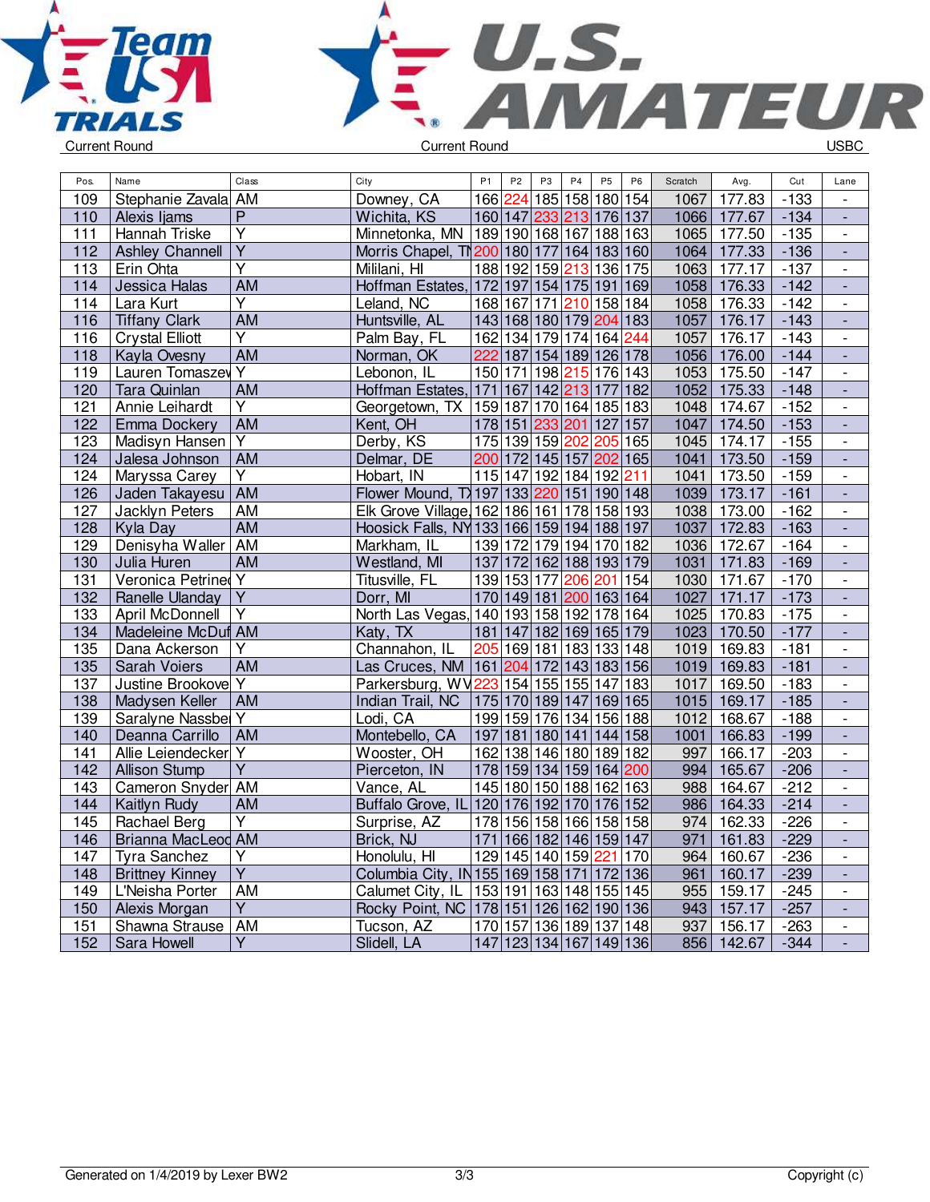Current Round | Current Round | USBC

| Pos. | Name | Class | City | P1 | P2 | P3 | P4 | P5 | P6 | Scratch | Avg. | Cut | Lane |
|---|---|---|---|---|---|---|---|---|---|---|---|---|---|
| 109 | Stephanie Zavala | AM | Downey, CA | 166 | 224 | 185 | 158 | 180 | 154 | 1067 | 177.83 | -133 | - |
| 110 | Alexis Ijams | P | Wichita, KS | 160 | 147 | 233 | 213 | 176 | 137 | 1066 | 177.67 | -134 | - |
| 111 | Hannah Triske | Y | Minnetonka, MN | 189 | 190 | 168 | 167 | 188 | 163 | 1065 | 177.50 | -135 | - |
| 112 | Ashley Channell | Y | Morris Chapel, TN | 200 | 180 | 177 | 164 | 183 | 160 | 1064 | 177.33 | -136 | - |
| 113 | Erin Ohta | Y | Mililani, HI | 188 | 192 | 159 | 213 | 136 | 175 | 1063 | 177.17 | -137 | - |
| 114 | Jessica Halas | AM | Hoffman Estates, | 172 | 197 | 154 | 175 | 191 | 169 | 1058 | 176.33 | -142 | - |
| 114 | Lara Kurt | Y | Leland, NC | 168 | 167 | 171 | 210 | 158 | 184 | 1058 | 176.33 | -142 | - |
| 116 | Tiffany Clark | AM | Huntsville, AL | 143 | 168 | 180 | 179 | 204 | 183 | 1057 | 176.17 | -143 | - |
| 116 | Crystal Elliott | Y | Palm Bay, FL | 162 | 134 | 179 | 174 | 164 | 244 | 1057 | 176.17 | -143 | - |
| 118 | Kayla Ovesny | AM | Norman, OK | 222 | 187 | 154 | 189 | 126 | 178 | 1056 | 176.00 | -144 | - |
| 119 | Lauren Tomaszew | Y | Lebonon, IL | 150 | 171 | 198 | 215 | 176 | 143 | 1053 | 175.50 | -147 | - |
| 120 | Tara Quinlan | AM | Hoffman Estates, | 171 | 167 | 142 | 213 | 177 | 182 | 1052 | 175.33 | -148 | - |
| 121 | Annie Leihardt | Y | Georgetown, TX | 159 | 187 | 170 | 164 | 185 | 183 | 1048 | 174.67 | -152 | - |
| 122 | Emma Dockery | AM | Kent, OH | 178 | 151 | 233 | 201 | 127 | 157 | 1047 | 174.50 | -153 | - |
| 123 | Madisyn Hansen | Y | Derby, KS | 175 | 139 | 159 | 202 | 205 | 165 | 1045 | 174.17 | -155 | - |
| 124 | Jalesa Johnson | AM | Delmar, DE | 200 | 172 | 145 | 157 | 202 | 165 | 1041 | 173.50 | -159 | - |
| 124 | Maryssa Carey | Y | Hobart, IN | 115 | 147 | 192 | 184 | 192 | 211 | 1041 | 173.50 | -159 | - |
| 126 | Jaden Takayesu | AM | Flower Mound, TX | 197 | 133 | 220 | 151 | 190 | 148 | 1039 | 173.17 | -161 | - |
| 127 | Jacklyn Peters | AM | Elk Grove Village, | 162 | 186 | 161 | 178 | 158 | 193 | 1038 | 173.00 | -162 | - |
| 128 | Kyla Day | AM | Hoosick Falls, NY | 133 | 166 | 159 | 194 | 188 | 197 | 1037 | 172.83 | -163 | - |
| 129 | Denisyha Waller | AM | Markham, IL | 139 | 172 | 179 | 194 | 170 | 182 | 1036 | 172.67 | -164 | - |
| 130 | Julia Huren | AM | Westland, MI | 137 | 172 | 162 | 188 | 193 | 179 | 1031 | 171.83 | -169 | - |
| 131 | Veronica Petrinec | Y | Titusville, FL | 139 | 153 | 177 | 206 | 201 | 154 | 1030 | 171.67 | -170 | - |
| 132 | Ranelle Ulanday | Y | Dorr, MI | 170 | 149 | 181 | 200 | 163 | 164 | 1027 | 171.17 | -173 | - |
| 133 | April McDonnell | Y | North Las Vegas, | 140 | 193 | 158 | 192 | 178 | 164 | 1025 | 170.83 | -175 | - |
| 134 | Madeleine McDuf | AM | Katy, TX | 181 | 147 | 182 | 169 | 165 | 179 | 1023 | 170.50 | -177 | - |
| 135 | Dana Ackerson | Y | Channahon, IL | 205 | 169 | 181 | 183 | 133 | 148 | 1019 | 169.83 | -181 | - |
| 135 | Sarah Voiers | AM | Las Cruces, NM | 161 | 204 | 172 | 143 | 183 | 156 | 1019 | 169.83 | -181 | - |
| 137 | Justine Brookover | Y | Parkersburg, WV | 223 | 154 | 155 | 155 | 147 | 183 | 1017 | 169.50 | -183 | - |
| 138 | Madysen Keller | AM | Indian Trail, NC | 175 | 170 | 189 | 147 | 169 | 165 | 1015 | 169.17 | -185 | - |
| 139 | Saralyne Nassbe | Y | Lodi, CA | 199 | 159 | 176 | 134 | 156 | 188 | 1012 | 168.67 | -188 | - |
| 140 | Deanna Carrillo | AM | Montebello, CA | 197 | 181 | 180 | 141 | 144 | 158 | 1001 | 166.83 | -199 | - |
| 141 | Allie Leiendecker | Y | Wooster, OH | 162 | 138 | 146 | 180 | 189 | 182 | 997 | 166.17 | -203 | - |
| 142 | Allison Stump | Y | Pierceton, IN | 178 | 159 | 134 | 159 | 164 | 200 | 994 | 165.67 | -206 | - |
| 143 | Cameron Snyder | AM | Vance, AL | 145 | 180 | 150 | 188 | 162 | 163 | 988 | 164.67 | -212 | - |
| 144 | Kaitlyn Rudy | AM | Buffalo Grove, IL | 120 | 176 | 192 | 170 | 176 | 152 | 986 | 164.33 | -214 | - |
| 145 | Rachael Berg | Y | Surprise, AZ | 178 | 156 | 158 | 166 | 158 | 158 | 974 | 162.33 | -226 | - |
| 146 | Brianna MacLeod | AM | Brick, NJ | 171 | 166 | 182 | 146 | 159 | 147 | 971 | 161.83 | -229 | - |
| 147 | Tyra Sanchez | Y | Honolulu, HI | 129 | 145 | 140 | 159 | 221 | 170 | 964 | 160.67 | -236 | - |
| 148 | Brittney Kinney | Y | Columbia City, IN | 155 | 169 | 158 | 171 | 172 | 136 | 961 | 160.17 | -239 | - |
| 149 | L'Neisha Porter | AM | Calumet City, IL | 153 | 191 | 163 | 148 | 155 | 145 | 955 | 159.17 | -245 | - |
| 150 | Alexis Morgan | Y | Rocky Point, NC | 178 | 151 | 126 | 162 | 190 | 136 | 943 | 157.17 | -257 | - |
| 151 | Shawna Strause | AM | Tucson, AZ | 170 | 157 | 136 | 189 | 137 | 148 | 937 | 156.17 | -263 | - |
| 152 | Sara Howell | Y | Slidell, LA | 147 | 123 | 134 | 167 | 149 | 136 | 856 | 142.67 | -344 | - |

Generated on 1/4/2019 by Lexer BW2 | Copyright (c)